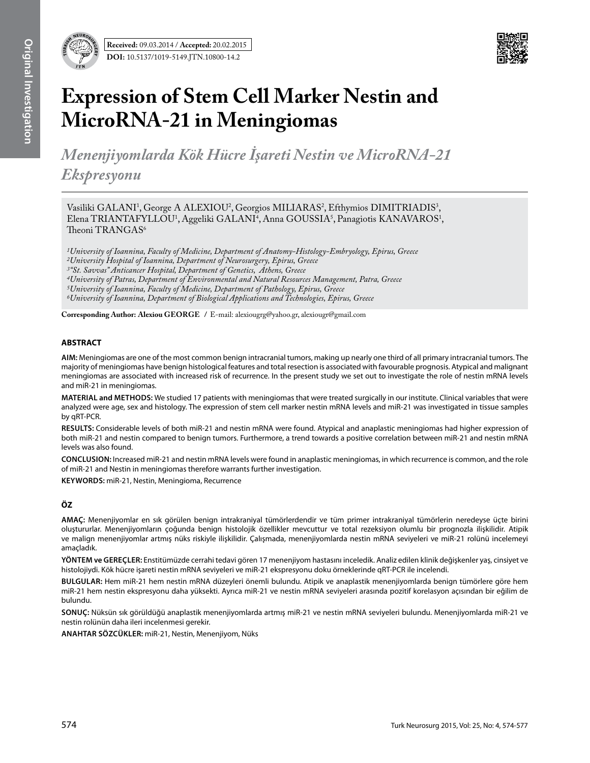Received: 09.03.2014 / Accepted: 20.02.2015

DOI: 10.5137/1019-5149.JTN.10800-14.2

# Expression of Stem Cell Marker Nestin and MicroRNA-21 in Meningiomas

## *Menenjiyomlarda Kök Hücre İşareti Nestin ve MicroRNA-21 Ekspresyonu*

Vasiliki GALANI[1], George A ALEXIOU[2], Georgios MILIARAS[2], Efthymios DIMITRIADIS[3], Elena TRIANTAFYLLOU[1], Aggeliki GALANI[4], Anna GOUSSIA[5], Panagiotis KANAVAROS[1], Theoni TRANGAS[6]

*[1]University of Ioannina, Faculty of Medicine, Department of Anatomy-Histology-Embryology, Epirus, Greece*
*[2]University Hospital of Ioannina, Department of Neurosurgery, Epirus, Greece*
*[3]"St. Savvas" Anticancer Hospital, Department of Genetics, Athens, Greece*
*[4]University of Patras, Department of Environmental and Natural Resources Management, Patra, Greece*
*[5]University of Ioannina, Faculty of Medicine, Department of Pathology, Epirus, Greece*
*[6]University of Ioannina, Department of Biological Applications and Technologies, Epirus, Greece*

**Corresponding Author: Alexiou GEORGE** / E-mail: alexiougrg@yahoo.gr, alexiougr@gmail.com

## ABSTRACT

**AIM:** Meningiomas are one of the most common benign intracranial tumors, making up nearly one third of all primary intracranial tumors. The majority of meningiomas have benign histological features and total resection is associated with favourable prognosis. Atypical and malignant meningiomas are associated with increased risk of recurrence. In the present study we set out to investigate the role of nestin mRNA levels and miR-21 in meningiomas.

**MATERIAL and METHODS:** We studied 17 patients with meningiomas that were treated surgically in our institute. Clinical variables that were analyzed were age, sex and histology. The expression of stem cell marker nestin mRNA levels and miR-21 was investigated in tissue samples by qRT-PCR.

**RESULTS:** Considerable levels of both miR-21 and nestin mRNA were found. Atypical and anaplastic meningiomas had higher expression of both miR-21 and nestin compared to benign tumors. Furthermore, a trend towards a positive correlation between miR-21 and nestin mRNA levels was also found.

**CONCLUSION:** Increased miR-21 and nestin mRNA levels were found in anaplastic meningiomas, in which recurrence is common, and the role of miR-21 and Nestin in meningiomas therefore warrants further investigation.

**KEYWORDS:** miR-21, Nestin, Meningioma, Recurrence

## ÖZ

**AMAÇ:** Menenjiyomlar en sık görülen benign intrakraniyal tümörlerdendir ve tüm primer intrakraniyal tümörlerin neredeyse üçte birini oluştururlar. Menenjiyomların çoğunda benign histolojik özellikler mevcuttur ve total rezeksiyon olumlu bir prognozla ilişkilidir. Atipik ve malign menenjiyomlar artmış nüks riskiyle ilişkilidir. Çalışmada, menenjiyomlarda nestin mRNA seviyeleri ve miR-21 rolünü incelemeyi amaçladık.

**YÖNTEM ve GEREÇLER:** Enstitümüzde cerrahi tedavi gören 17 menenjiyom hastasını inceledik. Analiz edilen klinik değişkenler yaş, cinsiyet ve histolojiydi. Kök hücre işareti nestin mRNA seviyeleri ve miR-21 ekspresyonu doku örneklerinde qRT-PCR ile incelendi.

**BULGULAR:** Hem miR-21 hem nestin mRNA düzeyleri önemli bulundu. Atipik ve anaplastik menenjiyomlarda benign tümörlere göre hem miR-21 hem nestin ekspresyonu daha yüksekti. Ayrıca miR-21 ve nestin mRNA seviyeleri arasında pozitif korelasyon açısından bir eğilim de bulundu.

**SONUÇ:** Nüksün sık görüldüğü anaplastik menenjiyomlarda artmış miR-21 ve nestin mRNA seviyeleri bulundu. Menenjiyomlarda miR-21 ve nestin rolünün daha ileri incelenmesi gerekir.

**ANAHTAR SÖZCÜKLER:** miR-21, Nestin, Menenjiyom, Nüks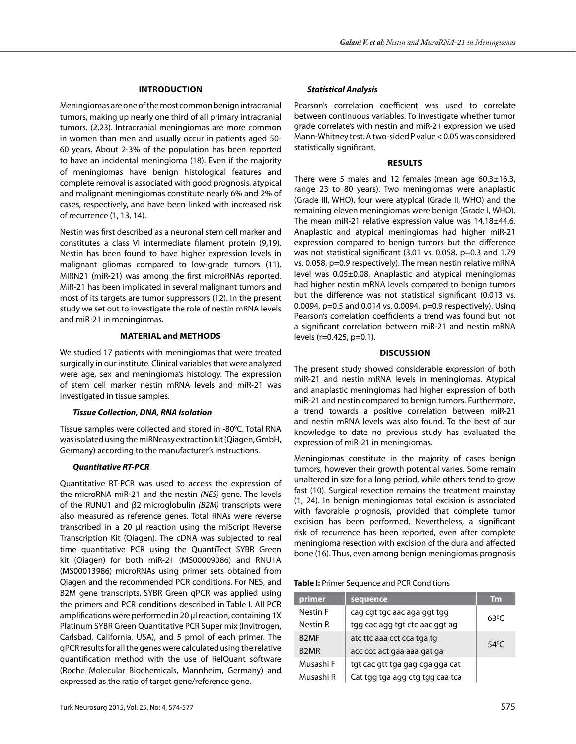## INTRODUCTION

Meningiomas are one of the most common benign intracranial tumors, making up nearly one third of all primary intracranial tumors. (2,23). Intracranial meningiomas are more common in women than men and usually occur in patients aged 50-60 years. About 2-3% of the population has been reported to have an incidental meningioma (18). Even if the majority of meningiomas have benign histological features and complete removal is associated with good prognosis, atypical and malignant meningiomas constitute nearly 6% and 2% of cases, respectively, and have been linked with increased risk of recurrence (1, 13, 14).

Nestin was first described as a neuronal stem cell marker and constitutes a class VI intermediate filament protein (9,19). Nestin has been found to have higher expression levels in malignant gliomas compared to low-grade tumors (11). MIRN21 (miR-21) was among the first microRNAs reported. MiR-21 has been implicated in several malignant tumors and most of its targets are tumor suppressors (12). In the present study we set out to investigate the role of nestin mRNA levels and miR-21 in meningiomas.

## MATERIAL and METHODS

We studied 17 patients with meningiomas that were treated surgically in our institute. Clinical variables that were analyzed were age, sex and meningioma's histology. The expression of stem cell marker nestin mRNA levels and miR-21 was investigated in tissue samples.

### *Tissue Collection, DNA, RNA Isolation*

Tissue samples were collected and stored in -80$^0$C. Total RNA was isolated using the miRNeasy extraction kit (Qiagen, GmbH, Germany) according to the manufacturer's instructions.

### *Quantitative RT-PCR*

Quantitative RT-PCR was used to access the expression of the microRNA miR-21 and the nestin *(NES)* gene. The levels of the RUNU1 and β2 microglobulin *(B2M)* transcripts were also measured as reference genes. Total RNAs were reverse transcribed in a 20 μl reaction using the miScript Reverse Transcription Kit (Qiagen). The cDNA was subjected to real time quantitative PCR using the QuantiTect SYBR Green kit (Qiagen) for both miR-21 (MS00009086) and RNU1A (MS00013986) microRNAs using primer sets obtained from Qiagen and the recommended PCR conditions. For NES, and B2M gene transcripts, SYBR Green qPCR was applied using the primers and PCR conditions described in Table I. All PCR amplifications were performed in 20 μl reaction, containing 1X Platinum SYBR Green Quantitative PCR Super mix (Invitrogen, Carlsbad, California, USA), and 5 pmol of each primer. The qPCR results for all the genes were calculated using the relative quantification method with the use of RelQuant software (Roche Molecular Biochemicals, Mannheim, Germany) and expressed as the ratio of target gene/reference gene.

### *Statistical Analysis*

Pearson's correlation coefficient was used to correlate between continuous variables. To investigate whether tumor grade correlate's with nestin and miR-21 expression we used Mann-Whitney test. A two-sided P value < 0.05 was considered statistically significant.

## RESULTS

There were 5 males and 12 females (mean age 60.3±16.3, range 23 to 80 years). Two meningiomas were anaplastic (Grade III, WHO), four were atypical (Grade II, WHO) and the remaining eleven meningiomas were benign (Grade I, WHO). The mean miR-21 relative expression value was 14.18±44.6. Anaplastic and atypical meningiomas had higher miR-21 expression compared to benign tumors but the difference was not statistical significant (3.01 vs. 0.058, p=0.3 and 1.79 vs. 0.058, p=0.9 respectively). The mean nestin relative mRNA level was 0.05±0.08. Anaplastic and atypical meningiomas had higher nestin mRNA levels compared to benign tumors but the difference was not statistical significant (0.013 vs. 0.0094, p=0.5 and 0.014 vs. 0.0094, p=0.9 respectively). Using Pearson's correlation coefficients a trend was found but not a significant correlation between miR-21 and nestin mRNA levels (r=0.425, p=0.1).

## DISCUSSION

The present study showed considerable expression of both miR-21 and nestin mRNA levels in meningiomas. Atypical and anaplastic meningiomas had higher expression of both miR-21 and nestin compared to benign tumors. Furthermore, a trend towards a positive correlation between miR-21 and nestin mRNA levels was also found. To the best of our knowledge to date no previous study has evaluated the expression of miR-21 in meningiomas.

Meningiomas constitute in the majority of cases benign tumors, however their growth potential varies. Some remain unaltered in size for a long period, while others tend to grow fast (10). Surgical resection remains the treatment mainstay (1, 24). In benign meningiomas total excision is associated with favorable prognosis, provided that complete tumor excision has been performed. Nevertheless, a significant risk of recurrence has been reported, even after complete meningioma resection with excision of the dura and affected bone (16). Thus, even among benign meningiomas prognosis

**Table I:** Primer Sequence and PCR Conditions

| primer | sequence | Tm |
|---|---|---|
| Nestin F | cag cgt tgc aac aga ggt tgg | 63$^0$C |
| Nestin R | tgg cac agg tgt ctc aac ggt ag | |
| B2MF | atc ttc aaa cct cca tga tg | 54$^0$C |
| B2MR | acc ccc act gaa aaa gat ga | |
| Musashi F | tgt cac gtt tga gag cga gga cat | |
| Musashi R | Cat tgg tga agg ctg tgg caa tca | |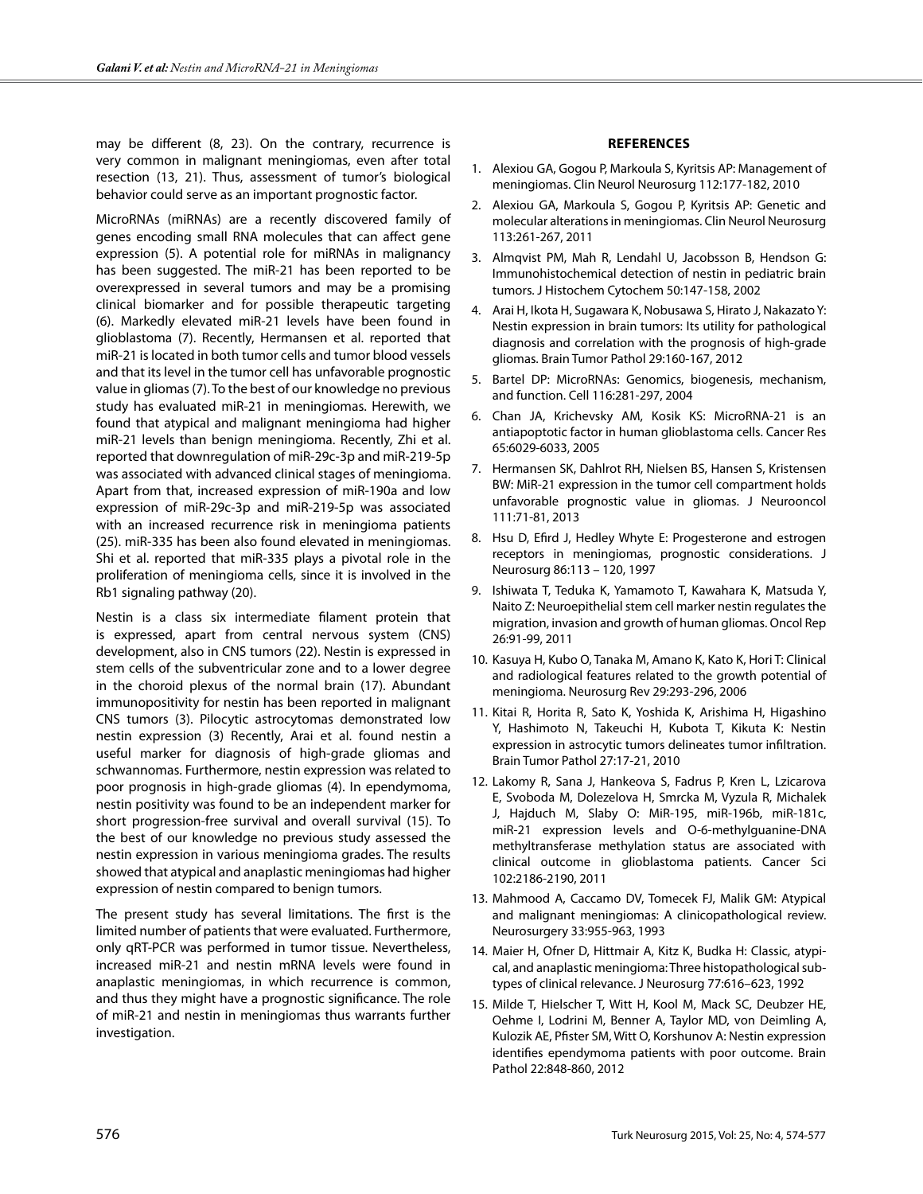may be different (8, 23). On the contrary, recurrence is very common in malignant meningiomas, even after total resection (13, 21). Thus, assessment of tumor's biological behavior could serve as an important prognostic factor.

MicroRNAs (miRNAs) are a recently discovered family of genes encoding small RNA molecules that can affect gene expression (5). A potential role for miRNAs in malignancy has been suggested. The miR-21 has been reported to be overexpressed in several tumors and may be a promising clinical biomarker and for possible therapeutic targeting (6). Markedly elevated miR-21 levels have been found in glioblastoma (7). Recently, Hermansen et al. reported that miR-21 is located in both tumor cells and tumor blood vessels and that its level in the tumor cell has unfavorable prognostic value in gliomas (7). To the best of our knowledge no previous study has evaluated miR-21 in meningiomas. Herewith, we found that atypical and malignant meningioma had higher miR-21 levels than benign meningioma. Recently, Zhi et al. reported that downregulation of miR-29c-3p and miR-219-5p was associated with advanced clinical stages of meningioma. Apart from that, increased expression of miR-190a and low expression of miR-29c-3p and miR-219-5p was associated with an increased recurrence risk in meningioma patients (25). miR-335 has been also found elevated in meningiomas. Shi et al. reported that miR-335 plays a pivotal role in the proliferation of meningioma cells, since it is involved in the Rb1 signaling pathway (20).

Nestin is a class six intermediate filament protein that is expressed, apart from central nervous system (CNS) development, also in CNS tumors (22). Nestin is expressed in stem cells of the subventricular zone and to a lower degree in the choroid plexus of the normal brain (17). Abundant immunopositivity for nestin has been reported in malignant CNS tumors (3). Pilocytic astrocytomas demonstrated low nestin expression (3) Recently, Arai et al. found nestin a useful marker for diagnosis of high-grade gliomas and schwannomas. Furthermore, nestin expression was related to poor prognosis in high-grade gliomas (4). In ependymoma, nestin positivity was found to be an independent marker for short progression-free survival and overall survival (15). To the best of our knowledge no previous study assessed the nestin expression in various meningioma grades. The results showed that atypical and anaplastic meningiomas had higher expression of nestin compared to benign tumors.

The present study has several limitations. The first is the limited number of patients that were evaluated. Furthermore, only qRT-PCR was performed in tumor tissue. Nevertheless, increased miR-21 and nestin mRNA levels were found in anaplastic meningiomas, in which recurrence is common, and thus they might have a prognostic significance. The role of miR-21 and nestin in meningiomas thus warrants further investigation.

## REFERENCES

1. Alexiou GA, Gogou P, Markoula S, Kyritsis AP: Management of meningiomas. Clin Neurol Neurosurg 112:177-182, 2010
2. Alexiou GA, Markoula S, Gogou P, Kyritsis AP: Genetic and molecular alterations in meningiomas. Clin Neurol Neurosurg 113:261-267, 2011
3. Almqvist PM, Mah R, Lendahl U, Jacobsson B, Hendson G: Immunohistochemical detection of nestin in pediatric brain tumors. J Histochem Cytochem 50:147-158, 2002
4. Arai H, Ikota H, Sugawara K, Nobusawa S, Hirato J, Nakazato Y: Nestin expression in brain tumors: Its utility for pathological diagnosis and correlation with the prognosis of high-grade gliomas. Brain Tumor Pathol 29:160-167, 2012
5. Bartel DP: MicroRNAs: Genomics, biogenesis, mechanism, and function. Cell 116:281-297, 2004
6. Chan JA, Krichevsky AM, Kosik KS: MicroRNA-21 is an antiapoptotic factor in human glioblastoma cells. Cancer Res 65:6029-6033, 2005
7. Hermansen SK, Dahlrot RH, Nielsen BS, Hansen S, Kristensen BW: MiR-21 expression in the tumor cell compartment holds unfavorable prognostic value in gliomas. J Neurooncol 111:71-81, 2013
8. Hsu D, Efird J, Hedley Whyte E: Progesterone and estrogen receptors in meningiomas, prognostic considerations. J Neurosurg 86:113 – 120, 1997
9. Ishiwata T, Teduka K, Yamamoto T, Kawahara K, Matsuda Y, Naito Z: Neuroepithelial stem cell marker nestin regulates the migration, invasion and growth of human gliomas. Oncol Rep 26:91-99, 2011
10. Kasuya H, Kubo O, Tanaka M, Amano K, Kato K, Hori T: Clinical and radiological features related to the growth potential of meningioma. Neurosurg Rev 29:293-296, 2006
11. Kitai R, Horita R, Sato K, Yoshida K, Arishima H, Higashino Y, Hashimoto N, Takeuchi H, Kubota T, Kikuta K: Nestin expression in astrocytic tumors delineates tumor infiltration. Brain Tumor Pathol 27:17-21, 2010
12. Lakomy R, Sana J, Hankeova S, Fadrus P, Kren L, Lzicarova E, Svoboda M, Dolezelova H, Smrcka M, Vyzula R, Michalek J, Hajduch M, Slaby O: MiR-195, miR-196b, miR-181c, miR-21 expression levels and O-6-methylguanine-DNA methyltransferase methylation status are associated with clinical outcome in glioblastoma patients. Cancer Sci 102:2186-2190, 2011
13. Mahmood A, Caccamo DV, Tomecek FJ, Malik GM: Atypical and malignant meningiomas: A clinicopathological review. Neurosurgery 33:955-963, 1993
14. Maier H, Ofner D, Hittmair A, Kitz K, Budka H: Classic, atypical, and anaplastic meningioma: Three histopathological subtypes of clinical relevance. J Neurosurg 77:616–623, 1992
15. Milde T, Hielscher T, Witt H, Kool M, Mack SC, Deubzer HE, Oehme I, Lodrini M, Benner A, Taylor MD, von Deimling A, Kulozik AE, Pfister SM, Witt O, Korshunov A: Nestin expression identifies ependymoma patients with poor outcome. Brain Pathol 22:848-860, 2012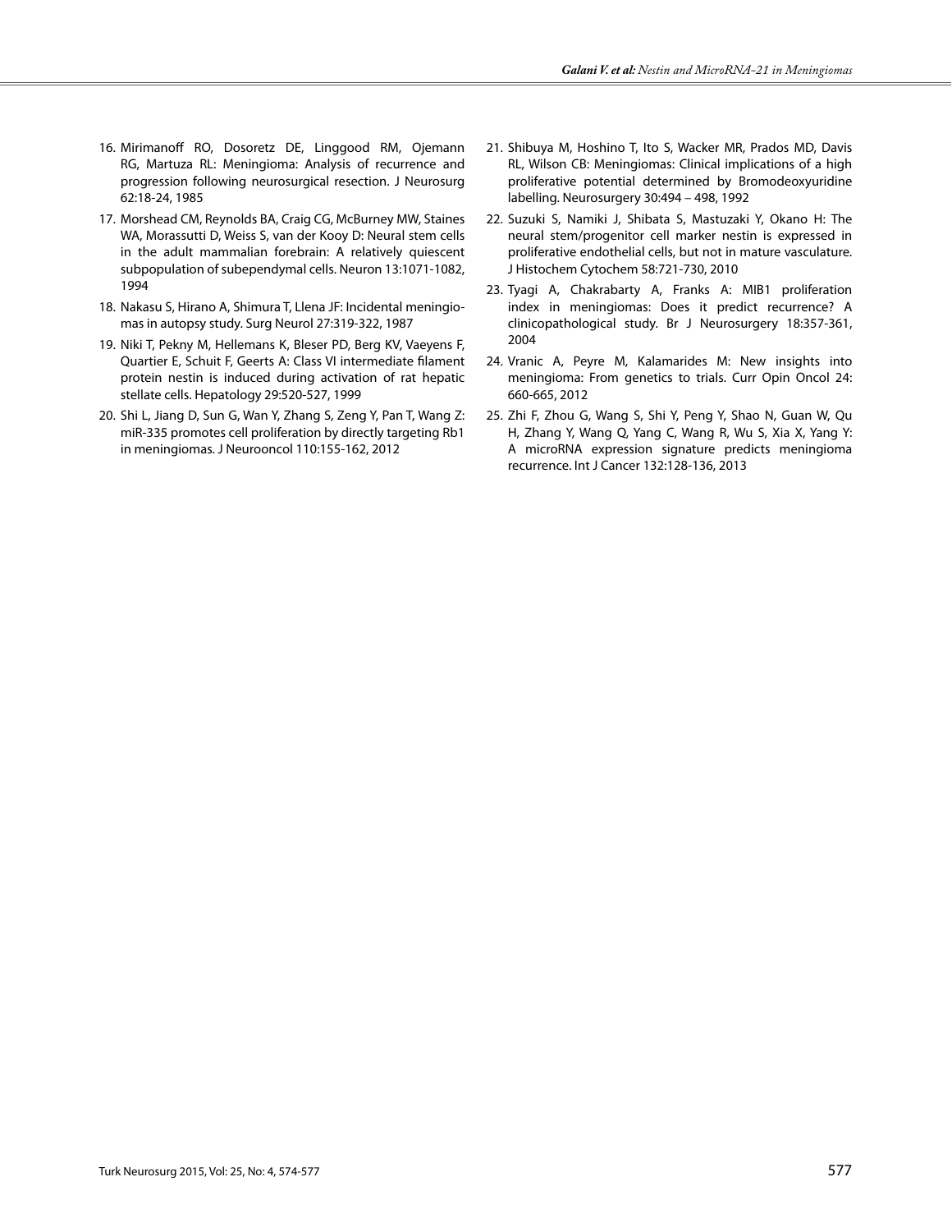16. Mirimanoff RO, Dosoretz DE, Linggood RM, Ojemann RG, Martuza RL: Meningioma: Analysis of recurrence and progression following neurosurgical resection. J Neurosurg 62:18-24, 1985
17. Morshead CM, Reynolds BA, Craig CG, McBurney MW, Staines WA, Morassutti D, Weiss S, van der Kooy D: Neural stem cells in the adult mammalian forebrain: A relatively quiescent subpopulation of subependymal cells. Neuron 13:1071-1082, 1994
18. Nakasu S, Hirano A, Shimura T, Llena JF: Incidental meningiomas in autopsy study. Surg Neurol 27:319-322, 1987
19. Niki T, Pekny M, Hellemans K, Bleser PD, Berg KV, Vaeyens F, Quartier E, Schuit F, Geerts A: Class VI intermediate filament protein nestin is induced during activation of rat hepatic stellate cells. Hepatology 29:520-527, 1999
20. Shi L, Jiang D, Sun G, Wan Y, Zhang S, Zeng Y, Pan T, Wang Z: miR-335 promotes cell proliferation by directly targeting Rb1 in meningiomas. J Neurooncol 110:155-162, 2012
21. Shibuya M, Hoshino T, Ito S, Wacker MR, Prados MD, Davis RL, Wilson CB: Meningiomas: Clinical implications of a high proliferative potential determined by Bromodeoxyuridine labelling. Neurosurgery 30:494 – 498, 1992
22. Suzuki S, Namiki J, Shibata S, Mastuzaki Y, Okano H: The neural stem/progenitor cell marker nestin is expressed in proliferative endothelial cells, but not in mature vasculature. J Histochem Cytochem 58:721-730, 2010
23. Tyagi A, Chakrabarty A, Franks A: MIB1 proliferation index in meningiomas: Does it predict recurrence? A clinicopathological study. Br J Neurosurgery 18:357-361, 2004
24. Vranic A, Peyre M, Kalamarides M: New insights into meningioma: From genetics to trials. Curr Opin Oncol 24: 660-665, 2012
25. Zhi F, Zhou G, Wang S, Shi Y, Peng Y, Shao N, Guan W, Qu H, Zhang Y, Wang Q, Yang C, Wang R, Wu S, Xia X, Yang Y: A microRNA expression signature predicts meningioma recurrence. Int J Cancer 132:128-136, 2013